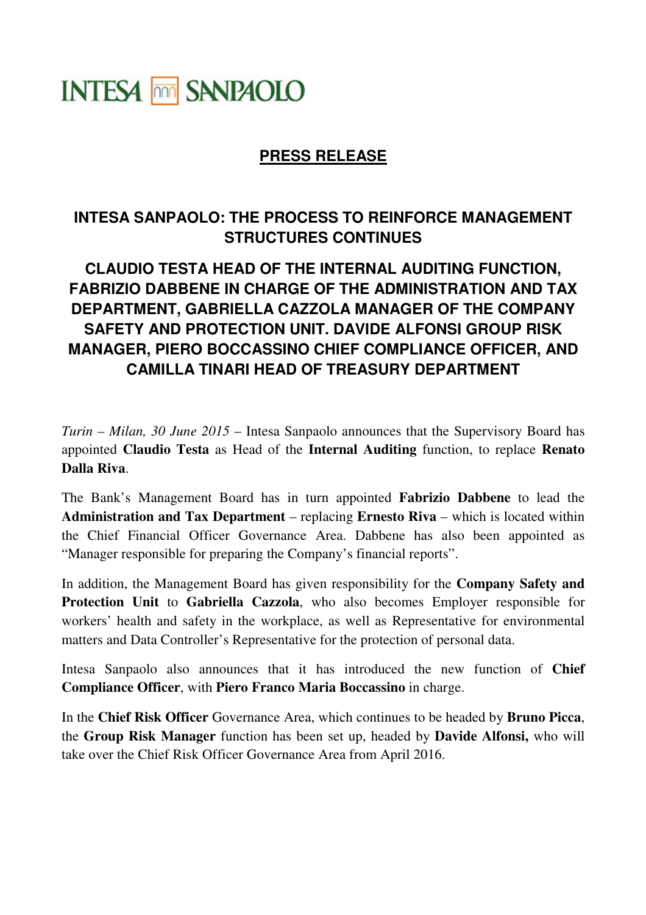INTESA SANPAOLO

## PRESS RELEASE

# INTESA SANPAOLO: THE PROCESS TO REINFORCE MANAGEMENT STRUCTURES CONTINUES

## CLAUDIO TESTA HEAD OF THE INTERNAL AUDITING FUNCTION, FABRIZIO DABBENE IN CHARGE OF THE ADMINISTRATION AND TAX DEPARTMENT, GABRIELLA CAZZOLA MANAGER OF THE COMPANY SAFETY AND PROTECTION UNIT. DAVIDE ALFONSI GROUP RISK MANAGER, PIERO BOCCASSINO CHIEF COMPLIANCE OFFICER, AND CAMILLA TINARI HEAD OF TREASURY DEPARTMENT

*Turin – Milan, 30 June 2015* – Intesa Sanpaolo announces that the Supervisory Board has appointed **Claudio Testa** as Head of the **Internal Auditing** function, to replace **Renato Dalla Riva**.

The Bank's Management Board has in turn appointed **Fabrizio Dabbene** to lead the **Administration and Tax Department** – replacing **Ernesto Riva** – which is located within the Chief Financial Officer Governance Area. Dabbene has also been appointed as "Manager responsible for preparing the Company's financial reports".

In addition, the Management Board has given responsibility for the **Company Safety and Protection Unit** to **Gabriella Cazzola**, who also becomes Employer responsible for workers' health and safety in the workplace, as well as Representative for environmental matters and Data Controller's Representative for the protection of personal data.

Intesa Sanpaolo also announces that it has introduced the new function of **Chief Compliance Officer**, with **Piero Franco Maria Boccassino** in charge.

In the **Chief Risk Officer** Governance Area, which continues to be headed by **Bruno Picca**, the **Group Risk Manager** function has been set up, headed by **Davide Alfonsi,** who will take over the Chief Risk Officer Governance Area from April 2016.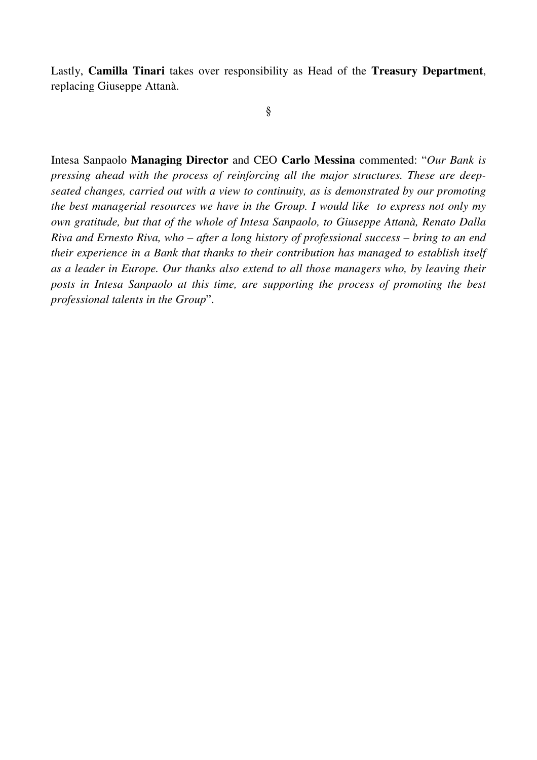Lastly, **Camilla Tinari** takes over responsibility as Head of the **Treasury Department**, replacing Giuseppe Attanà.

§

Intesa Sanpaolo **Managing Director** and CEO **Carlo Messina** commented: "*Our Bank is pressing ahead with the process of reinforcing all the major structures. These are deep-seated changes, carried out with a view to continuity, as is demonstrated by our promoting the best managerial resources we have in the Group. I would like to express not only my own gratitude, but that of the whole of Intesa Sanpaolo, to Giuseppe Attanà, Renato Dalla Riva and Ernesto Riva, who – after a long history of professional success – bring to an end their experience in a Bank that thanks to their contribution has managed to establish itself as a leader in Europe. Our thanks also extend to all those managers who, by leaving their posts in Intesa Sanpaolo at this time, are supporting the process of promoting the best professional talents in the Group*".